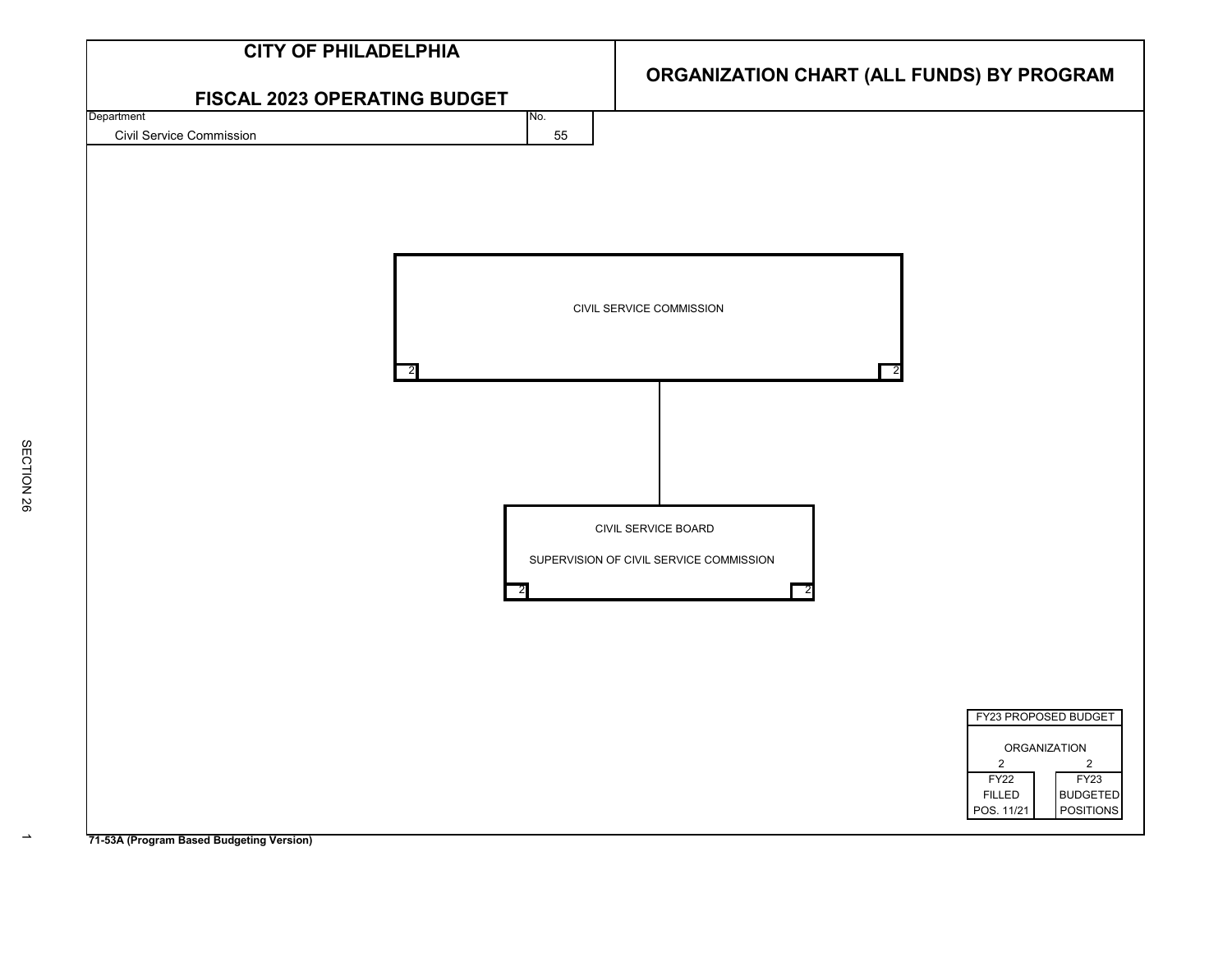# CITY OF PHILADELPHIA

## FISCAL 2023 OPERATING BUDGET

## ORGANIZATION CHART (ALL FUNDS) BY PROGRAM

| Department | No. |
|---|---|
| Civil Service Commission | 55 |

**CIVIL SERVICE COMMISSION**

- FY22 Filled Pos. 11/21: 2
- FY23 Budgeted Positions: 2

**CIVIL SERVICE BOARD**

SUPERVISION OF CIVIL SERVICE COMMISSION

- FY22 Filled Pos. 11/21: 2
- FY23 Budgeted Positions: 2

| FY23 PROPOSED BUDGET | |
|---|---|
| ORGANIZATION | |
| 2 | 2 |
| FY22 FILLED POS. 11/21 | FY23 BUDGETED POSITIONS |

71-53A (Program Based Budgeting Version)

SECTION 26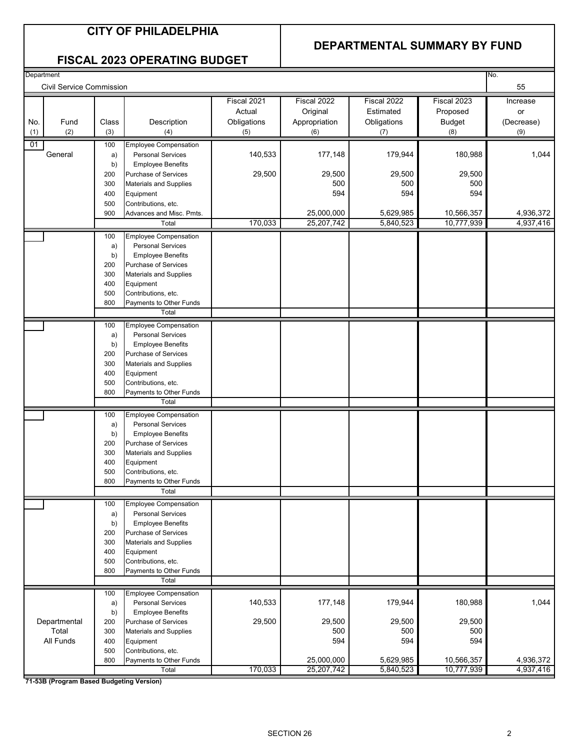# CITY OF PHILADELPHIA

## FISCAL 2023 OPERATING BUDGET

## DEPARTMENTAL SUMMARY BY FUND

Department: Civil Service Commission

No. 55

| No. (1) | Fund (2) | Class (3) | Description (4) | Fiscal 2021 Actual Obligations (5) | Fiscal 2022 Original Appropriation (6) | Fiscal 2022 Estimated Obligations (7) | Fiscal 2023 Proposed Budget (8) | Increase or (Decrease) (9) |
|---|---|---|---|---|---|---|---|---|
| 01 | General | 100 | Employee Compensation | | | | | |
| | | a) | Personal Services | 140,533 | 177,148 | 179,944 | 180,988 | 1,044 |
| | | b) | Employee Benefits | | | | | |
| | | 200 | Purchase of Services | 29,500 | 29,500 | 29,500 | 29,500 | |
| | | 300 | Materials and Supplies | | 500 | 500 | 500 | |
| | | 400 | Equipment | | 594 | 594 | 594 | |
| | | 500 | Contributions, etc. | | | | | |
| | | 900 | Advances and Misc. Pmts. | | 25,000,000 | 5,629,985 | 10,566,357 | 4,936,372 |
| | | | Total | 170,033 | 25,207,742 | 5,840,523 | 10,777,939 | 4,937,416 |
| | | 100 | Employee Compensation | | | | | |
| | | a) | Personal Services | | | | | |
| | | b) | Employee Benefits | | | | | |
| | | 200 | Purchase of Services | | | | | |
| | | 300 | Materials and Supplies | | | | | |
| | | 400 | Equipment | | | | | |
| | | 500 | Contributions, etc. | | | | | |
| | | 800 | Payments to Other Funds | | | | | |
| | | | Total | | | | | |
| | | 100 | Employee Compensation | | | | | |
| | | a) | Personal Services | | | | | |
| | | b) | Employee Benefits | | | | | |
| | | 200 | Purchase of Services | | | | | |
| | | 300 | Materials and Supplies | | | | | |
| | | 400 | Equipment | | | | | |
| | | 500 | Contributions, etc. | | | | | |
| | | 800 | Payments to Other Funds | | | | | |
| | | | Total | | | | | |
| | | 100 | Employee Compensation | | | | | |
| | | a) | Personal Services | | | | | |
| | | b) | Employee Benefits | | | | | |
| | | 200 | Purchase of Services | | | | | |
| | | 300 | Materials and Supplies | | | | | |
| | | 400 | Equipment | | | | | |
| | | 500 | Contributions, etc. | | | | | |
| | | 800 | Payments to Other Funds | | | | | |
| | | | Total | | | | | |
| | | 100 | Employee Compensation | | | | | |
| | | a) | Personal Services | | | | | |
| | | b) | Employee Benefits | | | | | |
| | | 200 | Purchase of Services | | | | | |
| | | 300 | Materials and Supplies | | | | | |
| | | 400 | Equipment | | | | | |
| | | 500 | Contributions, etc. | | | | | |
| | | 800 | Payments to Other Funds | | | | | |
| | | | Total | | | | | |
| | Departmental Total All Funds | 100 | Employee Compensation | | | | | |
| | | a) | Personal Services | 140,533 | 177,148 | 179,944 | 180,988 | 1,044 |
| | | b) | Employee Benefits | | | | | |
| | | 200 | Purchase of Services | 29,500 | 29,500 | 29,500 | 29,500 | |
| | | 300 | Materials and Supplies | | 500 | 500 | 500 | |
| | | 400 | Equipment | | 594 | 594 | 594 | |
| | | 500 | Contributions, etc. | | | | | |
| | | 800 | Payments to Other Funds | | 25,000,000 | 5,629,985 | 10,566,357 | 4,936,372 |
| | | | Total | 170,033 | 25,207,742 | 5,840,523 | 10,777,939 | 4,937,416 |

**71-53B (Program Based Budgeting Version)**

SECTION 26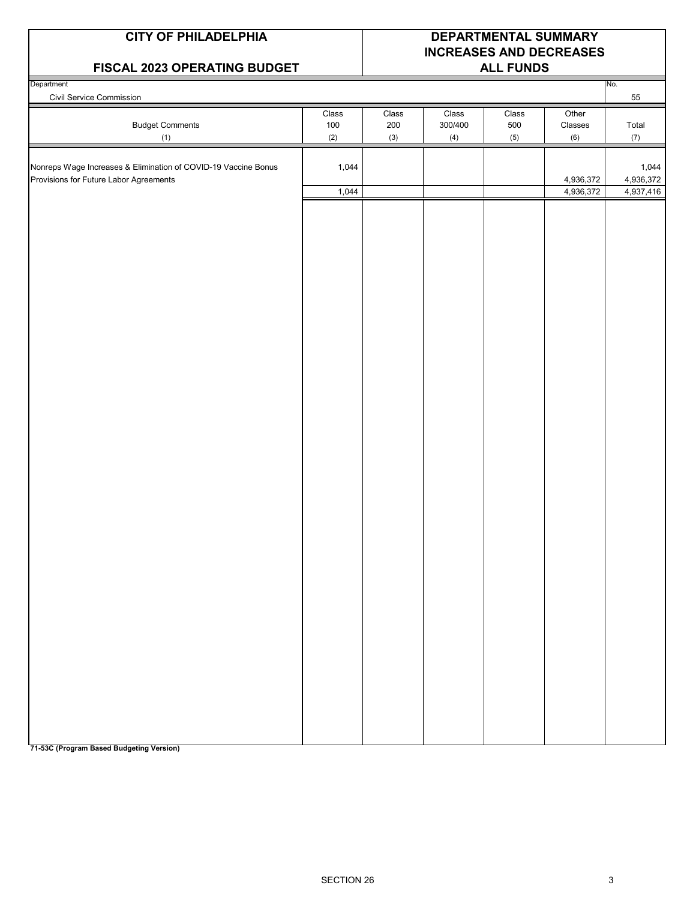**CITY OF PHILADELPHIA**

**FISCAL 2023 OPERATING BUDGET**

**DEPARTMENTAL SUMMARY INCREASES AND DECREASES ALL FUNDS**

Department: Civil Service Commission

No. 55

| Budget Comments (1) | Class 100 (2) | Class 200 (3) | Class 300/400 (4) | Class 500 (5) | Other Classes (6) | Total (7) |
|---|---|---|---|---|---|---|
| Nonreps Wage Increases & Elimination of COVID-19 Vaccine Bonus | 1,044 | | | | | 1,044 |
| Provisions for Future Labor Agreements | | | | | 4,936,372 | 4,936,372 |
| | 1,044 | | | | 4,936,372 | 4,937,416 |

**71-53C (Program Based Budgeting Version)**

SECTION 26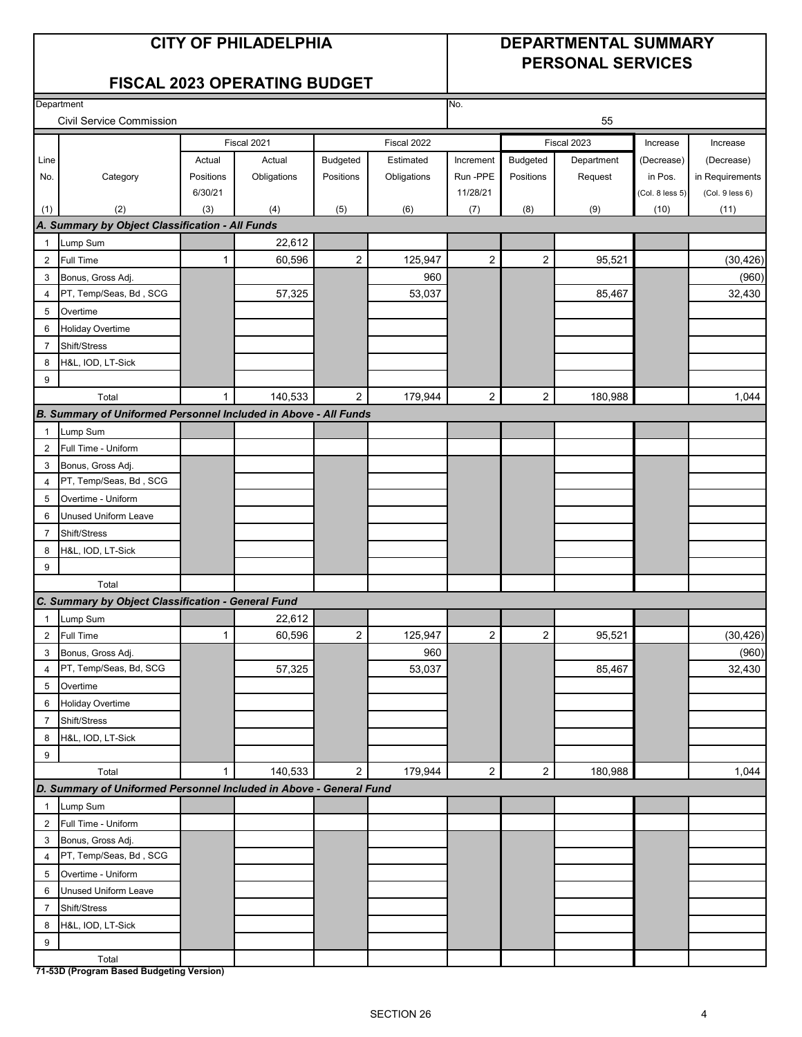# CITY OF PHILADELPHIA

## FISCAL 2023 OPERATING BUDGET

## DEPARTMENTAL SUMMARY PERSONAL SERVICES

Department: Civil Service Commission

No.: 55

| Line No. | Category | Fiscal 2021 Actual Positions 6/30/21 | Fiscal 2021 Actual Obligations | Fiscal 2022 Budgeted Positions | Fiscal 2022 Estimated Obligations | Increment Run -PPE 11/28/21 | Fiscal 2023 Budgeted Positions | Fiscal 2023 Department Request | Increase (Decrease) in Pos. (Col. 8 less 5) | Increase (Decrease) in Requirements (Col. 9 less 6) |
|---|---|---|---|---|---|---|---|---|---|---|
| (1) | (2) | (3) | (4) | (5) | (6) | (7) | (8) | (9) | (10) | (11) |
| ***A. Summary by Object Classification - All Funds*** | | | | | | | | | | |
| 1 | Lump Sum | | 22,612 | | | | | | | |
| 2 | Full Time | 1 | 60,596 | 2 | 125,947 | 2 | 2 | 95,521 | | (30,426) |
| 3 | Bonus, Gross Adj. | | | | 960 | | | | | (960) |
| 4 | PT, Temp/Seas, Bd , SCG | | 57,325 | | 53,037 | | | 85,467 | | 32,430 |
| 5 | Overtime | | | | | | | | | |
| 6 | Holiday Overtime | | | | | | | | | |
| 7 | Shift/Stress | | | | | | | | | |
| 8 | H&L, IOD, LT-Sick | | | | | | | | | |
| 9 | | | | | | | | | | |
| | Total | 1 | 140,533 | 2 | 179,944 | 2 | 2 | 180,988 | | 1,044 |
| ***B. Summary of Uniformed Personnel Included in Above - All Funds*** | | | | | | | | | | |
| 1 | Lump Sum | | | | | | | | | |
| 2 | Full Time - Uniform | | | | | | | | | |
| 3 | Bonus, Gross Adj. | | | | | | | | | |
| 4 | PT, Temp/Seas, Bd , SCG | | | | | | | | | |
| 5 | Overtime - Uniform | | | | | | | | | |
| 6 | Unused Uniform Leave | | | | | | | | | |
| 7 | Shift/Stress | | | | | | | | | |
| 8 | H&L, IOD, LT-Sick | | | | | | | | | |
| 9 | | | | | | | | | | |
| | Total | | | | | | | | | |
| ***C. Summary by Object Classification - General Fund*** | | | | | | | | | | |
| 1 | Lump Sum | | 22,612 | | | | | | | |
| 2 | Full Time | 1 | 60,596 | 2 | 125,947 | 2 | 2 | 95,521 | | (30,426) |
| 3 | Bonus, Gross Adj. | | | | 960 | | | | | (960) |
| 4 | PT, Temp/Seas, Bd, SCG | | 57,325 | | 53,037 | | | 85,467 | | 32,430 |
| 5 | Overtime | | | | | | | | | |
| 6 | Holiday Overtime | | | | | | | | | |
| 7 | Shift/Stress | | | | | | | | | |
| 8 | H&L, IOD, LT-Sick | | | | | | | | | |
| 9 | | | | | | | | | | |
| | Total | 1 | 140,533 | 2 | 179,944 | 2 | 2 | 180,988 | | 1,044 |
| ***D. Summary of Uniformed Personnel Included in Above - General Fund*** | | | | | | | | | | |
| 1 | Lump Sum | | | | | | | | | |
| 2 | Full Time - Uniform | | | | | | | | | |
| 3 | Bonus, Gross Adj. | | | | | | | | | |
| 4 | PT, Temp/Seas, Bd , SCG | | | | | | | | | |
| 5 | Overtime - Uniform | | | | | | | | | |
| 6 | Unused Uniform Leave | | | | | | | | | |
| 7 | Shift/Stress | | | | | | | | | |
| 8 | H&L, IOD, LT-Sick | | | | | | | | | |
| 9 | | | | | | | | | | |
| | Total | | | | | | | | | |

**71-53D (Program Based Budgeting Version)**

SECTION 26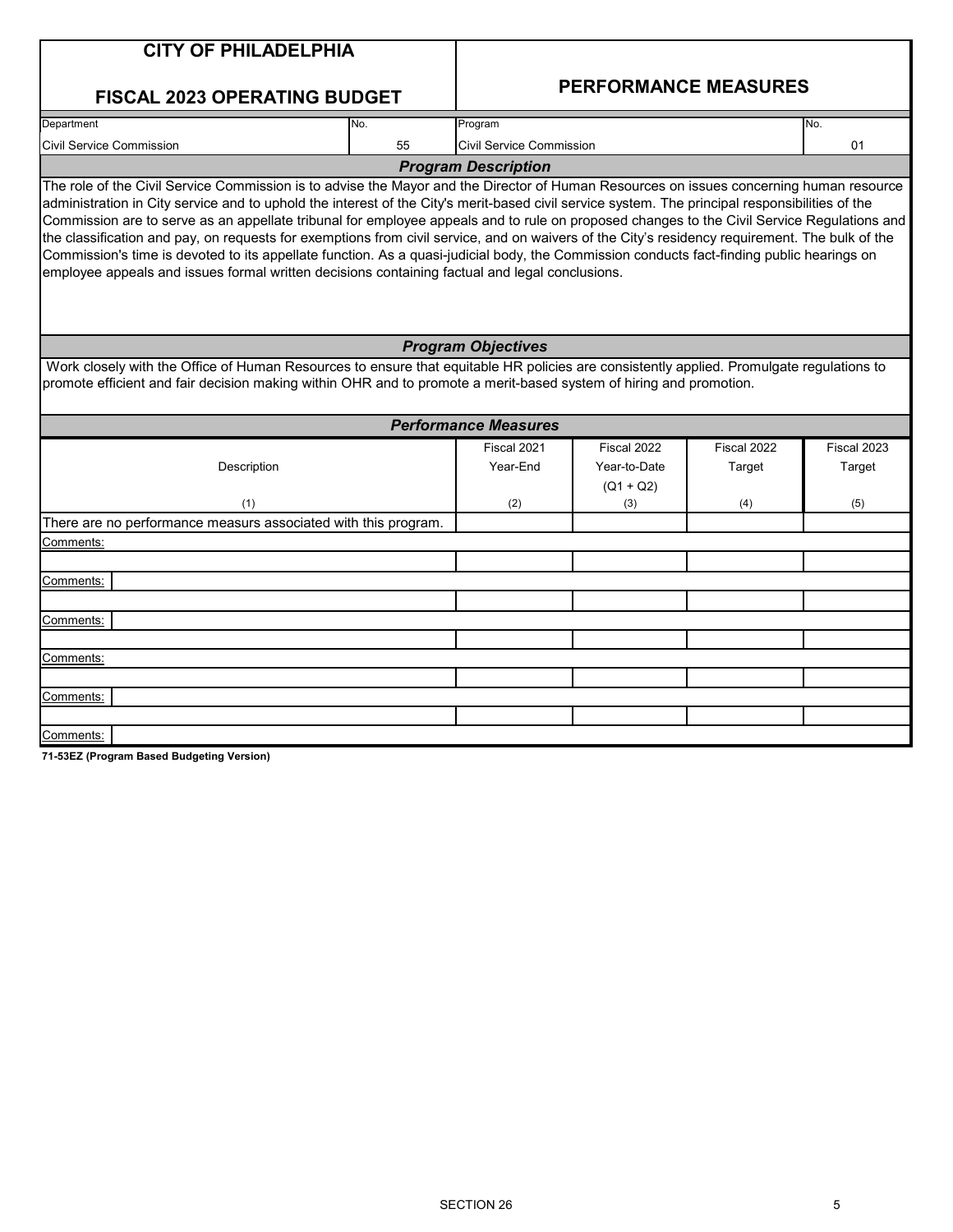# CITY OF PHILADELPHIA

## FISCAL 2023 OPERATING BUDGET

## PERFORMANCE MEASURES

| Department | No. | Program | No. |
|---|---|---|---|
| Civil Service Commission | 55 | Civil Service Commission | 01 |

### *Program Description*

The role of the Civil Service Commission is to advise the Mayor and the Director of Human Resources on issues concerning human resource administration in City service and to uphold the interest of the City's merit-based civil service system. The principal responsibilities of the Commission are to serve as an appellate tribunal for employee appeals and to rule on proposed changes to the Civil Service Regulations and the classification and pay, on requests for exemptions from civil service, and on waivers of the City's residency requirement. The bulk of the Commission's time is devoted to its appellate function. As a quasi-judicial body, the Commission conducts fact-finding public hearings on employee appeals and issues formal written decisions containing factual and legal conclusions.

### *Program Objectives*

Work closely with the Office of Human Resources to ensure that equitable HR policies are consistently applied. Promulgate regulations to promote efficient and fair decision making within OHR and to promote a merit-based system of hiring and promotion.

### *Performance Measures*

| Description (1) | Fiscal 2021 Year-End (2) | Fiscal 2022 Year-to-Date (Q1 + Q2) (3) | Fiscal 2022 Target (4) | Fiscal 2023 Target (5) |
|---|---|---|---|---|
| There are no performance measurs associated with this program. | | | | |
| Comments: | | | | |
| | | | | |
| Comments: | | | | |
| | | | | |
| Comments: | | | | |
| | | | | |
| Comments: | | | | |
| | | | | |
| Comments: | | | | |
| | | | | |
| Comments: | | | | |

**71-53EZ (Program Based Budgeting Version)**

SECTION 26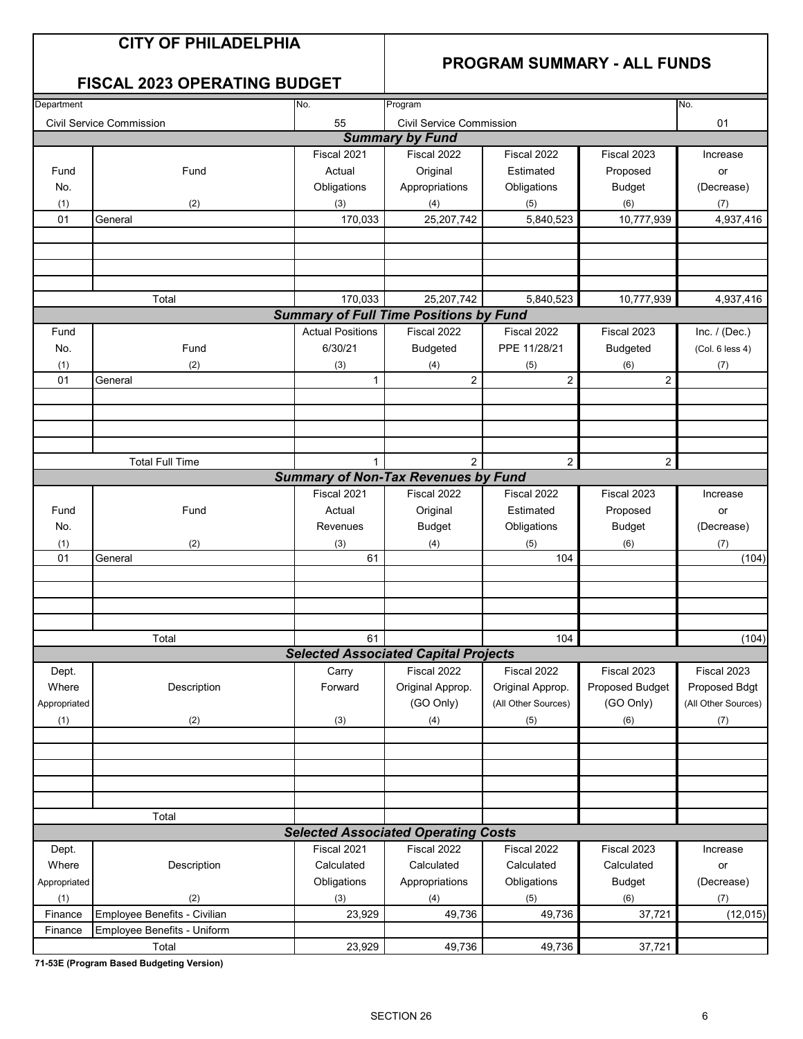# CITY OF PHILADELPHIA

## FISCAL 2023 OPERATING BUDGET

## PROGRAM SUMMARY - ALL FUNDS

| Department | No. | Program | No. |
|---|---|---|---|
| Civil Service Commission | 55 | Civil Service Commission | 01 |

### Summary by Fund

| Fund No. (1) | Fund (2) | Fiscal 2021 Actual Obligations (3) | Fiscal 2022 Original Appropriations (4) | Fiscal 2022 Estimated Obligations (5) | Fiscal 2023 Proposed Budget (6) | Increase or (Decrease) (7) |
|---|---|---|---|---|---|---|
| 01 | General | 170,033 | 25,207,742 | 5,840,523 | 10,777,939 | 4,937,416 |
| | | | | | | |
| | | | | | | |
| | | | | | | |
| | | | | | | |
| | Total | 170,033 | 25,207,742 | 5,840,523 | 10,777,939 | 4,937,416 |

### Summary of Full Time Positions by Fund

| Fund No. (1) | Fund (2) | Actual Positions 6/30/21 (3) | Fiscal 2022 Budgeted (4) | Fiscal 2022 PPE 11/28/21 (5) | Fiscal 2023 Budgeted (6) | Inc. / (Dec.) (Col. 6 less 4) (7) |
|---|---|---|---|---|---|---|
| 01 | General | 1 | 2 | 2 | 2 | |
| | | | | | | |
| | | | | | | |
| | | | | | | |
| | | | | | | |
| | Total Full Time | 1 | 2 | 2 | 2 | |

### Summary of Non-Tax Revenues by Fund

| Fund No. (1) | Fund (2) | Fiscal 2021 Actual Revenues (3) | Fiscal 2022 Original Budget (4) | Fiscal 2022 Estimated Obligations (5) | Fiscal 2023 Proposed Budget (6) | Increase or (Decrease) (7) |
|---|---|---|---|---|---|---|
| 01 | General | 61 | | 104 | | (104) |
| | | | | | | |
| | | | | | | |
| | | | | | | |
| | | | | | | |
| | Total | 61 | | 104 | | (104) |

### Selected Associated Capital Projects

| Dept. Where Appropriated (1) | Description (2) | Carry Forward (3) | Fiscal 2022 Original Approp. (GO Only) (4) | Fiscal 2022 Original Approp. (All Other Sources) (5) | Fiscal 2023 Proposed Budget (GO Only) (6) | Fiscal 2023 Proposed Bdgt (All Other Sources) (7) |
|---|---|---|---|---|---|---|
| | | | | | | |
| | | | | | | |
| | | | | | | |
| | | | | | | |
| | | | | | | |
| | Total | | | | | |

### Selected Associated Operating Costs

| Dept. Where Appropriated (1) | Description (2) | Fiscal 2021 Calculated Obligations (3) | Fiscal 2022 Calculated Appropriations (4) | Fiscal 2022 Calculated Obligations (5) | Fiscal 2023 Calculated Budget (6) | Increase or (Decrease) (7) |
|---|---|---|---|---|---|---|
| Finance | Employee Benefits - Civilian | 23,929 | 49,736 | 49,736 | 37,721 | (12,015) |
| Finance | Employee Benefits - Uniform | | | | | |
| | Total | 23,929 | 49,736 | 49,736 | 37,721 | |

**71-53E (Program Based Budgeting Version)**

SECTION 26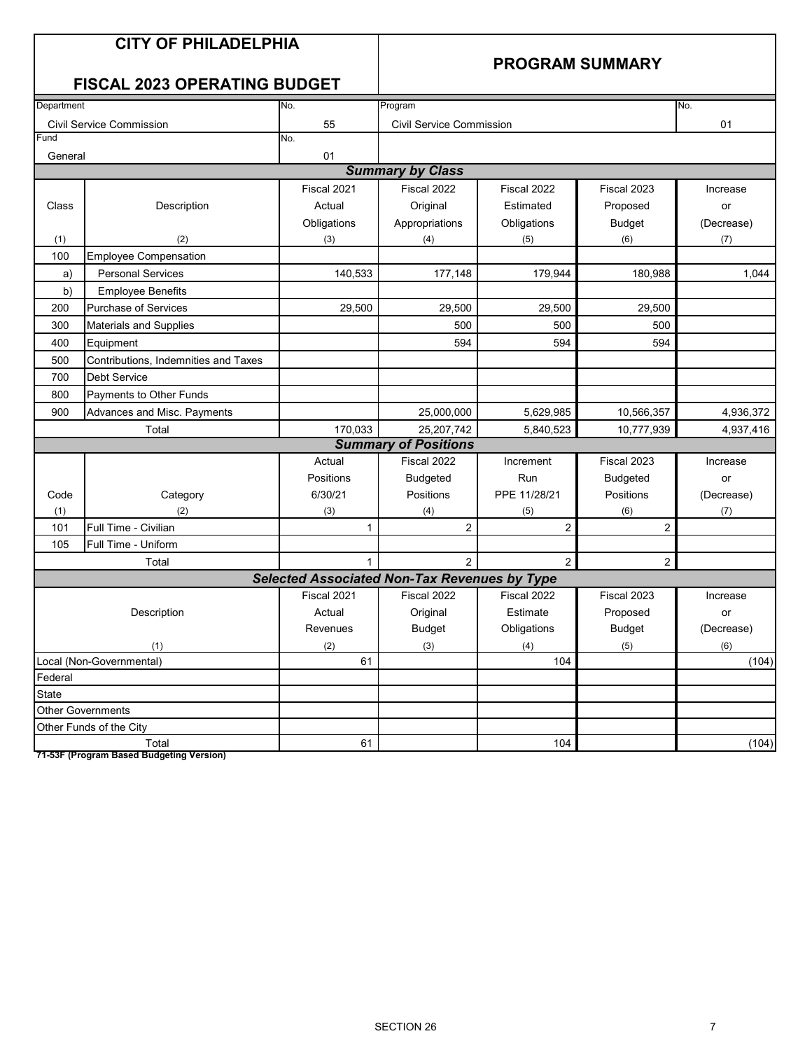# CITY OF PHILADELPHIA

## FISCAL 2023 OPERATING BUDGET

## PROGRAM SUMMARY

| Department | No. | Program | No. |
|---|---|---|---|
| Civil Service Commission | 55 | Civil Service Commission | 01 |
| Fund | No. | | |
| General | 01 | | |

### Summary by Class

| Class (1) | Description (2) | Fiscal 2021 Actual Obligations (3) | Fiscal 2022 Original Appropriations (4) | Fiscal 2022 Estimated Obligations (5) | Fiscal 2023 Proposed Budget (6) | Increase or (Decrease) (7) |
|---|---|---|---|---|---|---|
| 100 | Employee Compensation | | | | | |
| a) | Personal Services | 140,533 | 177,148 | 179,944 | 180,988 | 1,044 |
| b) | Employee Benefits | | | | | |
| 200 | Purchase of Services | 29,500 | 29,500 | 29,500 | 29,500 | |
| 300 | Materials and Supplies | | 500 | 500 | 500 | |
| 400 | Equipment | | 594 | 594 | 594 | |
| 500 | Contributions, Indemnities and Taxes | | | | | |
| 700 | Debt Service | | | | | |
| 800 | Payments to Other Funds | | | | | |
| 900 | Advances and Misc. Payments | | 25,000,000 | 5,629,985 | 10,566,357 | 4,936,372 |
| | Total | 170,033 | 25,207,742 | 5,840,523 | 10,777,939 | 4,937,416 |

### Summary of Positions

| Code (1) | Category (2) | Actual Positions 6/30/21 (3) | Fiscal 2022 Budgeted Positions (4) | Increment Run PPE 11/28/21 (5) | Fiscal 2023 Budgeted Positions (6) | Increase or (Decrease) (7) |
|---|---|---|---|---|---|---|
| 101 | Full Time - Civilian | 1 | 2 | 2 | 2 | |
| 105 | Full Time - Uniform | | | | | |
| | Total | 1 | 2 | 2 | 2 | |

### Selected Associated Non-Tax Revenues by Type

| Description (1) | Fiscal 2021 Actual Revenues (2) | Fiscal 2022 Original Budget (3) | Fiscal 2022 Estimate Obligations (4) | Fiscal 2023 Proposed Budget (5) | Increase or (Decrease) (6) |
|---|---|---|---|---|---|
| Local (Non-Governmental) | 61 | | 104 | | (104) |
| Federal | | | | | |
| State | | | | | |
| Other Governments | | | | | |
| Other Funds of the City | | | | | |
| Total | 61 | | 104 | | (104) |

**71-53F (Program Based Budgeting Version)**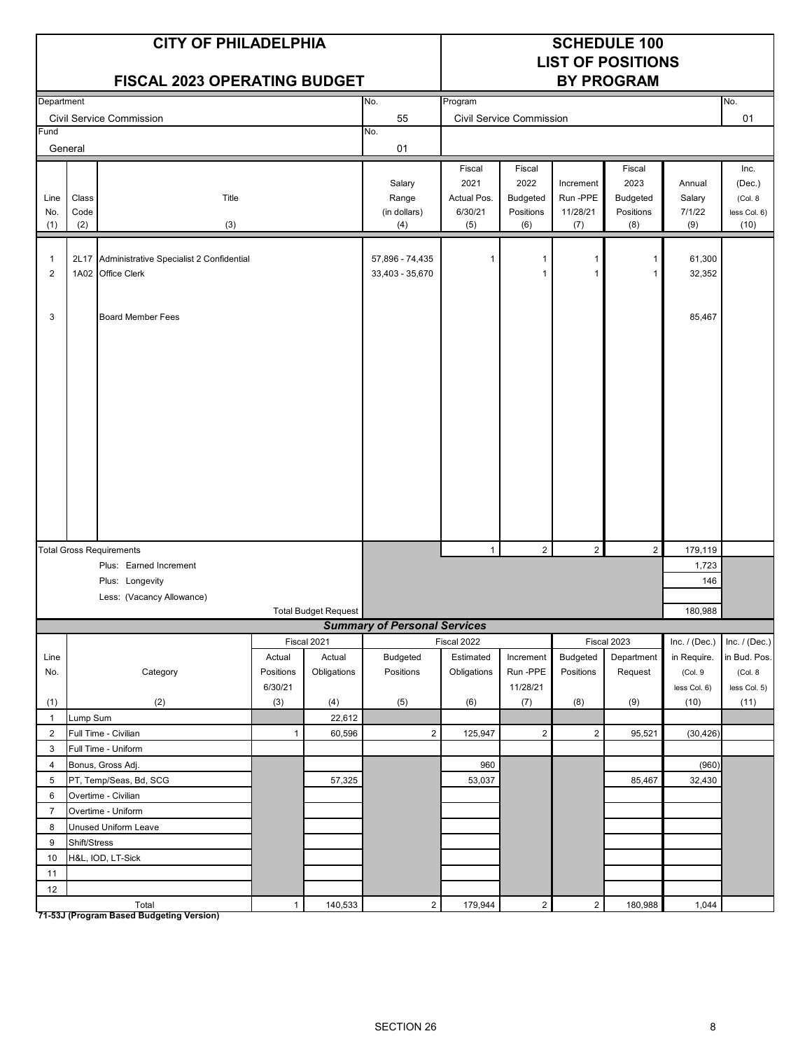# CITY OF PHILADELPHIA

## FISCAL 2023 OPERATING BUDGET

## SCHEDULE 100 LIST OF POSITIONS BY PROGRAM

| Department | No. | Program | No. |
|---|---|---|---|
| Civil Service Commission | 55 | Civil Service Commission | 01 |
| Fund | No. | | |
| General | 01 | | |

| Line No. (1) | Class Code (2) | Title (3) | Salary Range (in dollars) (4) | Fiscal 2021 Actual Pos. 6/30/21 (5) | Fiscal 2022 Budgeted Positions (6) | Increment Run -PPE 11/28/21 (7) | Fiscal 2023 Budgeted Positions (8) | Annual Salary 7/1/22 (9) | Inc. (Dec.) (Col. 8 less Col. 6) (10) |
|---|---|---|---|---|---|---|---|---|---|
| 1 | 2L17 | Administrative Specialist 2 Confidential | 57,896 - 74,435 | 1 | 1 | 1 | 1 | 61,300 | |
| 2 | 1A02 | Office Clerk | 33,403 - 35,670 | | 1 | 1 | 1 | 32,352 | |
| 3 | | Board Member Fees | | | | | | 85,467 | |
| | | Total Gross Requirements | | 1 | 2 | 2 | 2 | 179,119 | |
| | | Plus: Earned Increment | | | | | | 1,723 | |
| | | Plus: Longevity | | | | | | 146 | |
| | | Less: (Vacancy Allowance) | | | | | | | |
| | | Total Budget Request | | | | | | 180,988 | |

### *Summary of Personal Services*

| Line No. (1) | Category (2) | Fiscal 2021 Actual Positions 6/30/21 (3) | Fiscal 2021 Actual Obligations (4) | Fiscal 2022 Budgeted Positions (5) | Fiscal 2022 Estimated Obligations (6) | Increment Run -PPE 11/28/21 (7) | Fiscal 2023 Budgeted Positions (8) | Fiscal 2023 Department Request (9) | Inc. / (Dec.) in Require. (Col. 9 less Col. 6) (10) | Inc. / (Dec.) in Bud. Pos. (Col. 8 less Col. 5) (11) |
|---|---|---|---|---|---|---|---|---|---|---|
| 1 | Lump Sum | | 22,612 | | | | | | | |
| 2 | Full Time - Civilian | 1 | 60,596 | 2 | 125,947 | 2 | 2 | 95,521 | (30,426) | |
| 3 | Full Time - Uniform | | | | | | | | | |
| 4 | Bonus, Gross Adj. | | | | 960 | | | | (960) | |
| 5 | PT, Temp/Seas, Bd, SCG | | 57,325 | | 53,037 | | | 85,467 | 32,430 | |
| 6 | Overtime - Civilian | | | | | | | | | |
| 7 | Overtime - Uniform | | | | | | | | | |
| 8 | Unused Uniform Leave | | | | | | | | | |
| 9 | Shift/Stress | | | | | | | | | |
| 10 | H&L, IOD, LT-Sick | | | | | | | | | |
| 11 | | | | | | | | | | |
| 12 | | | | | | | | | | |
| | Total | 1 | 140,533 | 2 | 179,944 | 2 | 2 | 180,988 | 1,044 | |

**71-53J (Program Based Budgeting Version)**

SECTION 26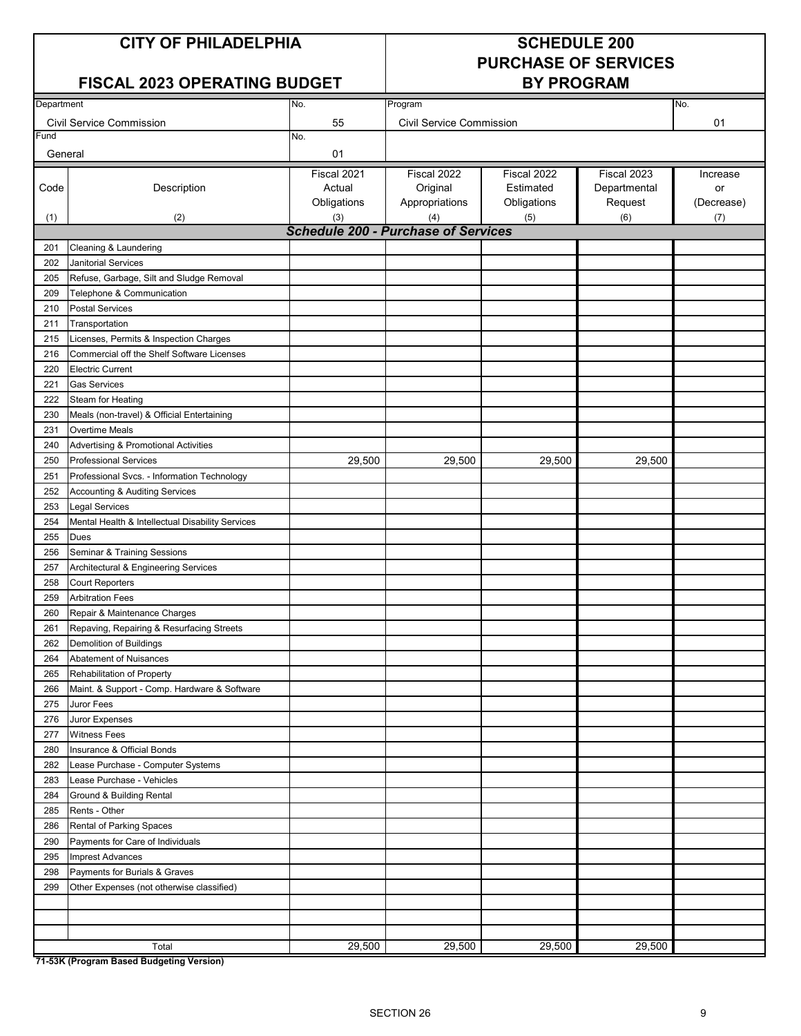# CITY OF PHILADELPHIA

## FISCAL 2023 OPERATING BUDGET

# SCHEDULE 200
# PURCHASE OF SERVICES
# BY PROGRAM

| Department | No. | Program | No. |
|---|---|---|---|
| Civil Service Commission | 55 | Civil Service Commission | 01 |
| **Fund** | **No.** | | |
| General | 01 | | |

| Code (1) | Description (2) | Fiscal 2021 Actual Obligations (3) | Fiscal 2022 Original Appropriations (4) | Fiscal 2022 Estimated Obligations (5) | Fiscal 2023 Departmental Request (6) | Increase or (Decrease) (7) |
|---|---|---|---|---|---|---|
| | ***Schedule 200 - Purchase of Services*** | | | | | |
| 201 | Cleaning & Laundering | | | | | |
| 202 | Janitorial Services | | | | | |
| 205 | Refuse, Garbage, Silt and Sludge Removal | | | | | |
| 209 | Telephone & Communication | | | | | |
| 210 | Postal Services | | | | | |
| 211 | Transportation | | | | | |
| 215 | Licenses, Permits & Inspection Charges | | | | | |
| 216 | Commercial off the Shelf Software Licenses | | | | | |
| 220 | Electric Current | | | | | |
| 221 | Gas Services | | | | | |
| 222 | Steam for Heating | | | | | |
| 230 | Meals (non-travel) & Official Entertaining | | | | | |
| 231 | Overtime Meals | | | | | |
| 240 | Advertising & Promotional Activities | | | | | |
| 250 | Professional Services | 29,500 | 29,500 | 29,500 | 29,500 | |
| 251 | Professional Svcs. - Information Technology | | | | | |
| 252 | Accounting & Auditing Services | | | | | |
| 253 | Legal Services | | | | | |
| 254 | Mental Health & Intellectual Disability Services | | | | | |
| 255 | Dues | | | | | |
| 256 | Seminar & Training Sessions | | | | | |
| 257 | Architectural & Engineering Services | | | | | |
| 258 | Court Reporters | | | | | |
| 259 | Arbitration Fees | | | | | |
| 260 | Repair & Maintenance Charges | | | | | |
| 261 | Repaving, Repairing & Resurfacing Streets | | | | | |
| 262 | Demolition of Buildings | | | | | |
| 264 | Abatement of Nuisances | | | | | |
| 265 | Rehabilitation of Property | | | | | |
| 266 | Maint. & Support - Comp. Hardware & Software | | | | | |
| 275 | Juror Fees | | | | | |
| 276 | Juror Expenses | | | | | |
| 277 | Witness Fees | | | | | |
| 280 | Insurance & Official Bonds | | | | | |
| 282 | Lease Purchase - Computer Systems | | | | | |
| 283 | Lease Purchase - Vehicles | | | | | |
| 284 | Ground & Building Rental | | | | | |
| 285 | Rents - Other | | | | | |
| 286 | Rental of Parking Spaces | | | | | |
| 290 | Payments for Care of Individuals | | | | | |
| 295 | Imprest Advances | | | | | |
| 298 | Payments for Burials & Graves | | | | | |
| 299 | Other Expenses (not otherwise classified) | | | | | |
| | | | | | | |
| | | | | | | |
| | | | | | | |
| | Total | 29,500 | 29,500 | 29,500 | 29,500 | |

**71-53K (Program Based Budgeting Version)**

SECTION 26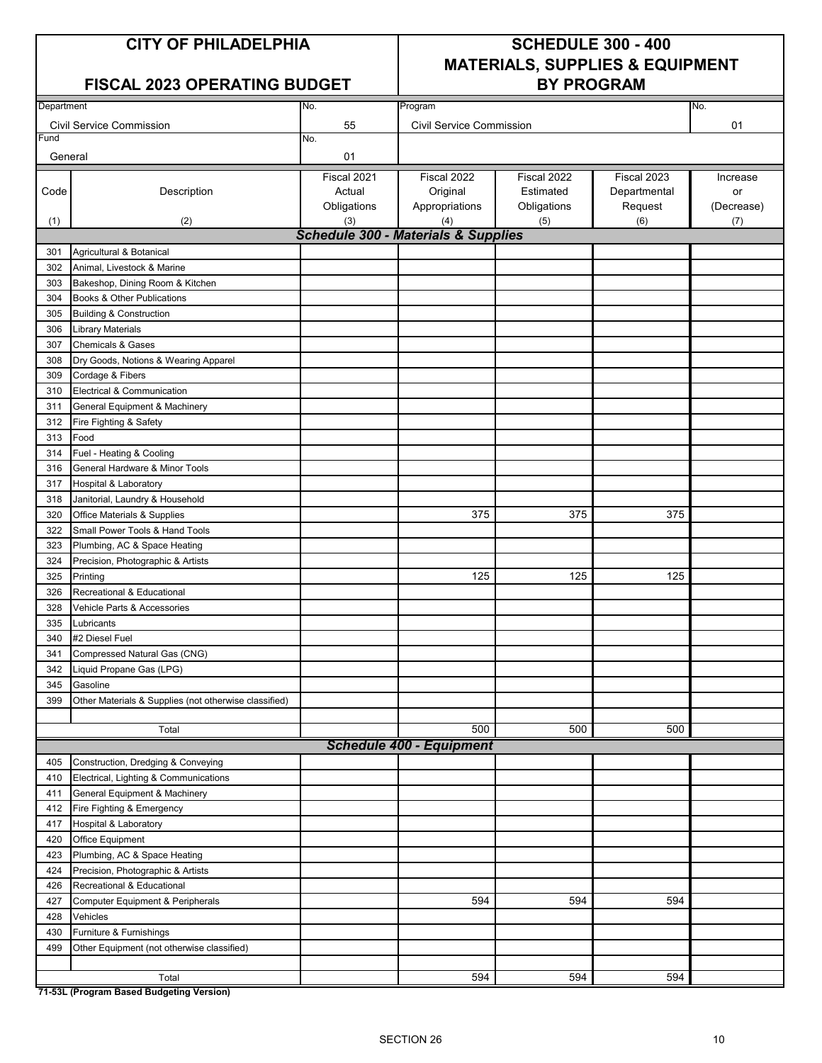# CITY OF PHILADELPHIA

# SCHEDULE 300 - 400 MATERIALS, SUPPLIES & EQUIPMENT BY PROGRAM

## FISCAL 2023 OPERATING BUDGET

| Department | No. | Program | No. |
|---|---|---|---|
| Civil Service Commission | 55 | Civil Service Commission | 01 |
| **Fund** | **No.** | | |
| General | 01 | | |

| Code (1) | Description (2) | Fiscal 2021 Actual Obligations (3) | Fiscal 2022 Original Appropriations (4) | Fiscal 2022 Estimated Obligations (5) | Fiscal 2023 Departmental Request (6) | Increase or (Decrease) (7) |
|---|---|---|---|---|---|---|
| | ***Schedule 300 - Materials & Supplies*** | | | | | |
| 301 | Agricultural & Botanical | | | | | |
| 302 | Animal, Livestock & Marine | | | | | |
| 303 | Bakeshop, Dining Room & Kitchen | | | | | |
| 304 | Books & Other Publications | | | | | |
| 305 | Building & Construction | | | | | |
| 306 | Library Materials | | | | | |
| 307 | Chemicals & Gases | | | | | |
| 308 | Dry Goods, Notions & Wearing Apparel | | | | | |
| 309 | Cordage & Fibers | | | | | |
| 310 | Electrical & Communication | | | | | |
| 311 | General Equipment & Machinery | | | | | |
| 312 | Fire Fighting & Safety | | | | | |
| 313 | Food | | | | | |
| 314 | Fuel - Heating & Cooling | | | | | |
| 316 | General Hardware & Minor Tools | | | | | |
| 317 | Hospital & Laboratory | | | | | |
| 318 | Janitorial, Laundry & Household | | | | | |
| 320 | Office Materials & Supplies | | 375 | 375 | 375 | |
| 322 | Small Power Tools & Hand Tools | | | | | |
| 323 | Plumbing, AC & Space Heating | | | | | |
| 324 | Precision, Photographic & Artists | | | | | |
| 325 | Printing | | 125 | 125 | 125 | |
| 326 | Recreational & Educational | | | | | |
| 328 | Vehicle Parts & Accessories | | | | | |
| 335 | Lubricants | | | | | |
| 340 | #2 Diesel Fuel | | | | | |
| 341 | Compressed Natural Gas (CNG) | | | | | |
| 342 | Liquid Propane Gas (LPG) | | | | | |
| 345 | Gasoline | | | | | |
| 399 | Other Materials & Supplies (not otherwise classified) | | | | | |
| | | | | | | |
| | Total | | 500 | 500 | 500 | |
| | ***Schedule 400 - Equipment*** | | | | | |
| 405 | Construction, Dredging & Conveying | | | | | |
| 410 | Electrical, Lighting & Communications | | | | | |
| 411 | General Equipment & Machinery | | | | | |
| 412 | Fire Fighting & Emergency | | | | | |
| 417 | Hospital & Laboratory | | | | | |
| 420 | Office Equipment | | | | | |
| 423 | Plumbing, AC & Space Heating | | | | | |
| 424 | Precision, Photographic & Artists | | | | | |
| 426 | Recreational & Educational | | | | | |
| 427 | Computer Equipment & Peripherals | | 594 | 594 | 594 | |
| 428 | Vehicles | | | | | |
| 430 | Furniture & Furnishings | | | | | |
| 499 | Other Equipment (not otherwise classified) | | | | | |
| | | | | | | |
| | Total | | 594 | 594 | 594 | |

**71-53L (Program Based Budgeting Version)**

SECTION 26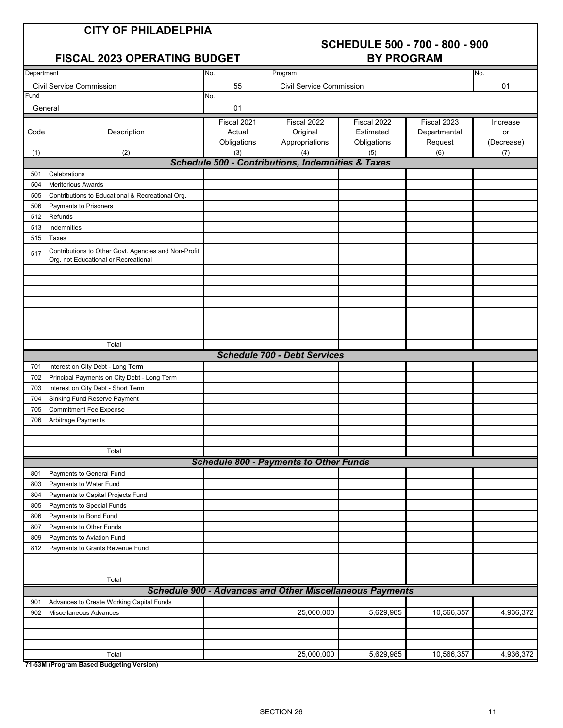# CITY OF PHILADELPHIA

## FISCAL 2023 OPERATING BUDGET

## SCHEDULE 500 - 700 - 800 - 900 BY PROGRAM

| Department | No. | Program | No. |
|---|---|---|---|
| Civil Service Commission | 55 | Civil Service Commission | 01 |
| **Fund** | **No.** | | |
| General | 01 | | |

| Code (1) | Description (2) | Fiscal 2021 Actual Obligations (3) | Fiscal 2022 Original Appropriations (4) | Fiscal 2022 Estimated Obligations (5) | Fiscal 2023 Departmental Request (6) | Increase or (Decrease) (7) |
|---|---|---|---|---|---|---|
| | ***Schedule 500 - Contributions, Indemnities & Taxes*** | | | | | |
| 501 | Celebrations | | | | | |
| 504 | Meritorious Awards | | | | | |
| 505 | Contributions to Educational & Recreational Org. | | | | | |
| 506 | Payments to Prisoners | | | | | |
| 512 | Refunds | | | | | |
| 513 | Indemnities | | | | | |
| 515 | Taxes | | | | | |
| 517 | Contributions to Other Govt. Agencies and Non-Profit Org. not Educational or Recreational | | | | | |
| | Total | | | | | |
| | ***Schedule 700 - Debt Services*** | | | | | |
| 701 | Interest on City Debt - Long Term | | | | | |
| 702 | Principal Payments on City Debt - Long Term | | | | | |
| 703 | Interest on City Debt - Short Term | | | | | |
| 704 | Sinking Fund Reserve Payment | | | | | |
| 705 | Commitment Fee Expense | | | | | |
| 706 | Arbitrage Payments | | | | | |
| | Total | | | | | |
| | ***Schedule 800 - Payments to Other Funds*** | | | | | |
| 801 | Payments to General Fund | | | | | |
| 803 | Payments to Water Fund | | | | | |
| 804 | Payments to Capital Projects Fund | | | | | |
| 805 | Payments to Special Funds | | | | | |
| 806 | Payments to Bond Fund | | | | | |
| 807 | Payments to Other Funds | | | | | |
| 809 | Payments to Aviation Fund | | | | | |
| 812 | Payments to Grants Revenue Fund | | | | | |
| | Total | | | | | |
| | ***Schedule 900 - Advances and Other Miscellaneous Payments*** | | | | | |
| 901 | Advances to Create Working Capital Funds | | | | | |
| 902 | Miscellaneous Advances | | 25,000,000 | 5,629,985 | 10,566,357 | 4,936,372 |
| | Total | | 25,000,000 | 5,629,985 | 10,566,357 | 4,936,372 |

**71-53M (Program Based Budgeting Version)**

SECTION 26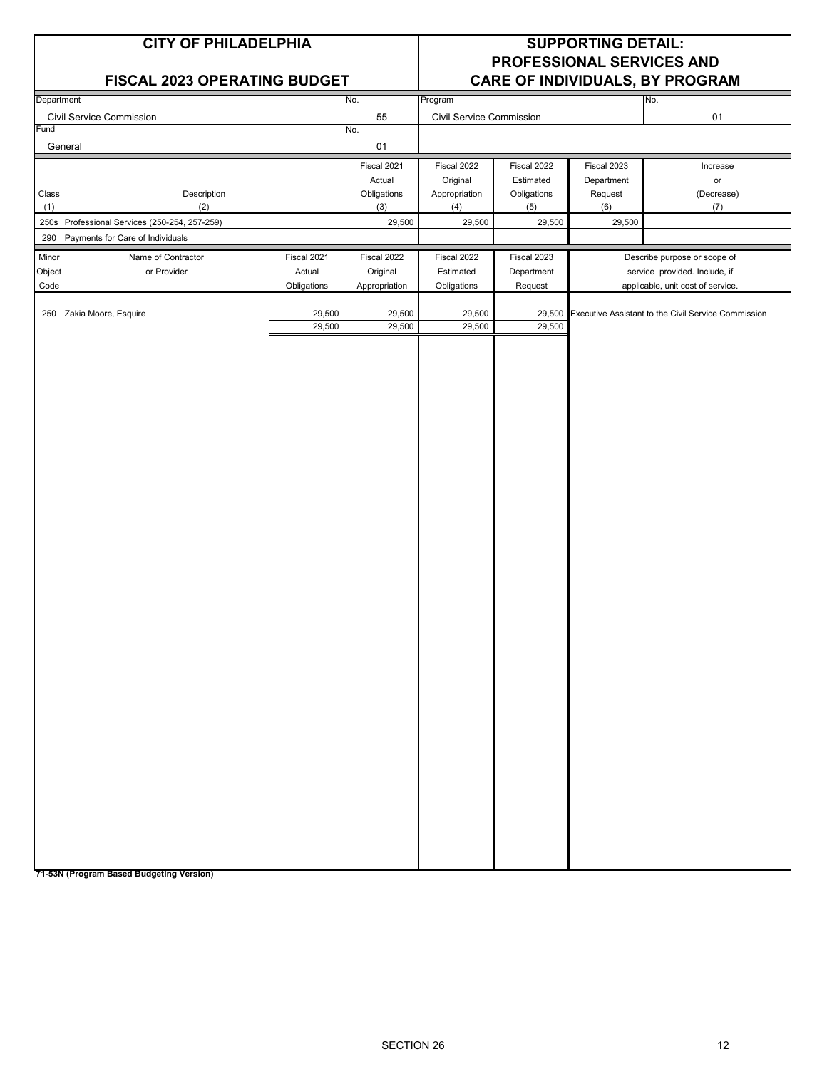# CITY OF PHILADELPHIA

## FISCAL 2023 OPERATING BUDGET

## SUPPORTING DETAIL: PROFESSIONAL SERVICES AND CARE OF INDIVIDUALS, BY PROGRAM

| Department | No. | Program | No. |
|---|---|---|---|
| Civil Service Commission | 55 | Civil Service Commission | 01 |
| **Fund** | **No.** | | |
| General | 01 | | |

| Class (1) | Description (2) | Fiscal 2021 Actual Obligations (3) | Fiscal 2022 Original Appropriation (4) | Fiscal 2022 Estimated Obligations (5) | Fiscal 2023 Department Request (6) | Increase or (Decrease) (7) |
|---|---|---|---|---|---|---|
| 250s | Professional Services (250-254, 257-259) | 29,500 | 29,500 | 29,500 | 29,500 | |
| 290 | Payments for Care of Individuals | | | | | |

| Minor Object Code | Name of Contractor or Provider | Fiscal 2021 Actual Obligations | Fiscal 2022 Original Appropriation | Fiscal 2022 Estimated Obligations | Fiscal 2023 Department Request | Describe purpose or scope of service provided. Include, if applicable, unit cost of service. |
|---|---|---|---|---|---|---|
| 250 | Zakia Moore, Esquire | 29,500 | 29,500 | 29,500 | 29,500 | Executive Assistant to the Civil Service Commission |
| | | 29,500 | 29,500 | 29,500 | 29,500 | |

**71-53N (Program Based Budgeting Version)**

SECTION 26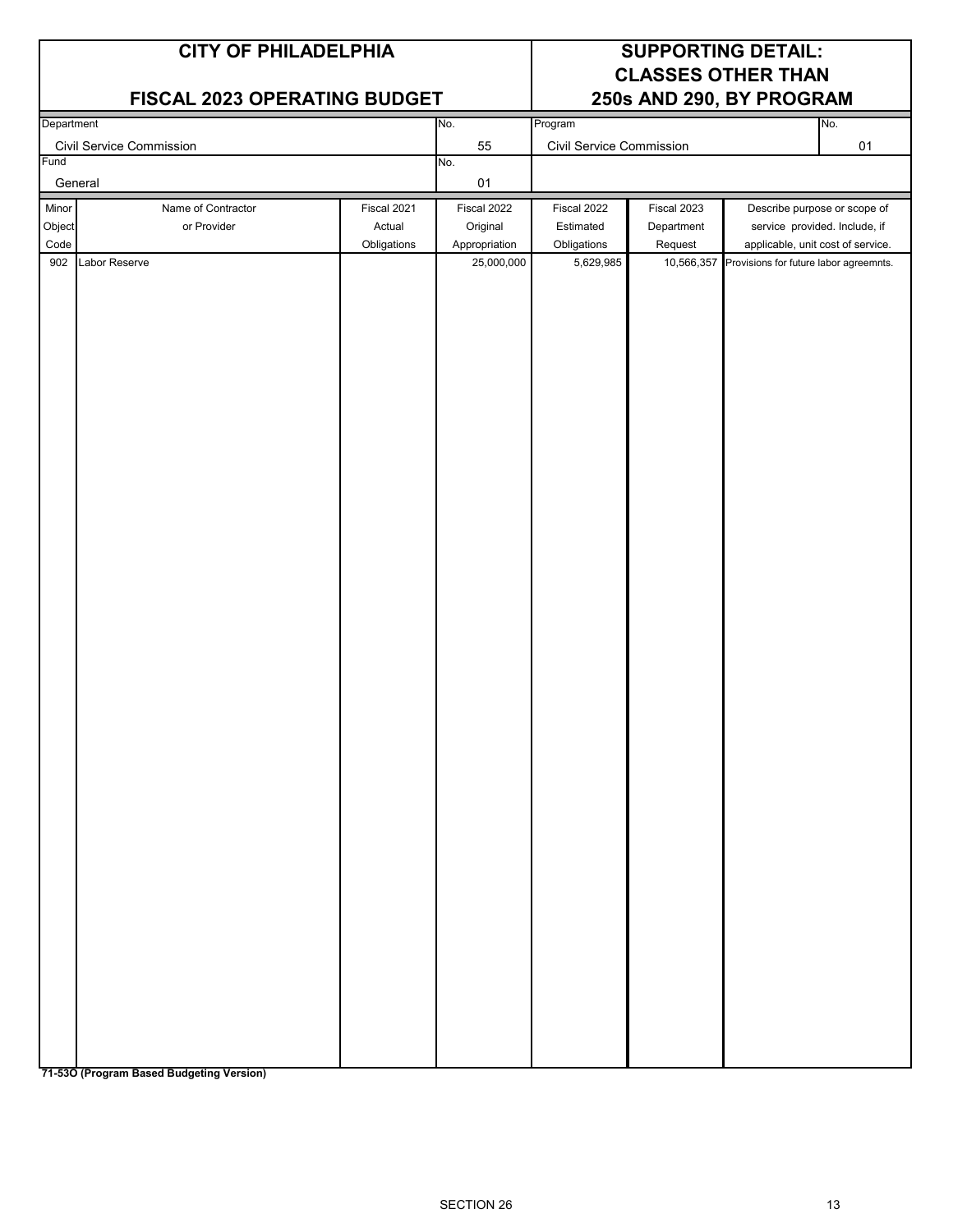# CITY OF PHILADELPHIA

## FISCAL 2023 OPERATING BUDGET

## SUPPORTING DETAIL: CLASSES OTHER THAN 250s AND 290, BY PROGRAM

| Department | No. | Program | No. |
|---|---|---|---|
| Civil Service Commission | 55 | Civil Service Commission | 01 |
| **Fund** | **No.** | | |
| General | 01 | | |

| Minor Object Code | Name of Contractor or Provider | Fiscal 2021 Actual Obligations | Fiscal 2022 Original Appropriation | Fiscal 2022 Estimated Obligations | Fiscal 2023 Department Request | Describe purpose or scope of service provided. Include, if applicable, unit cost of service. |
|---|---|---|---|---|---|---|
| 902 | Labor Reserve | | 25,000,000 | 5,629,985 | 10,566,357 | Provisions for future labor agreemnts. |

**71-53O (Program Based Budgeting Version)**

SECTION 26